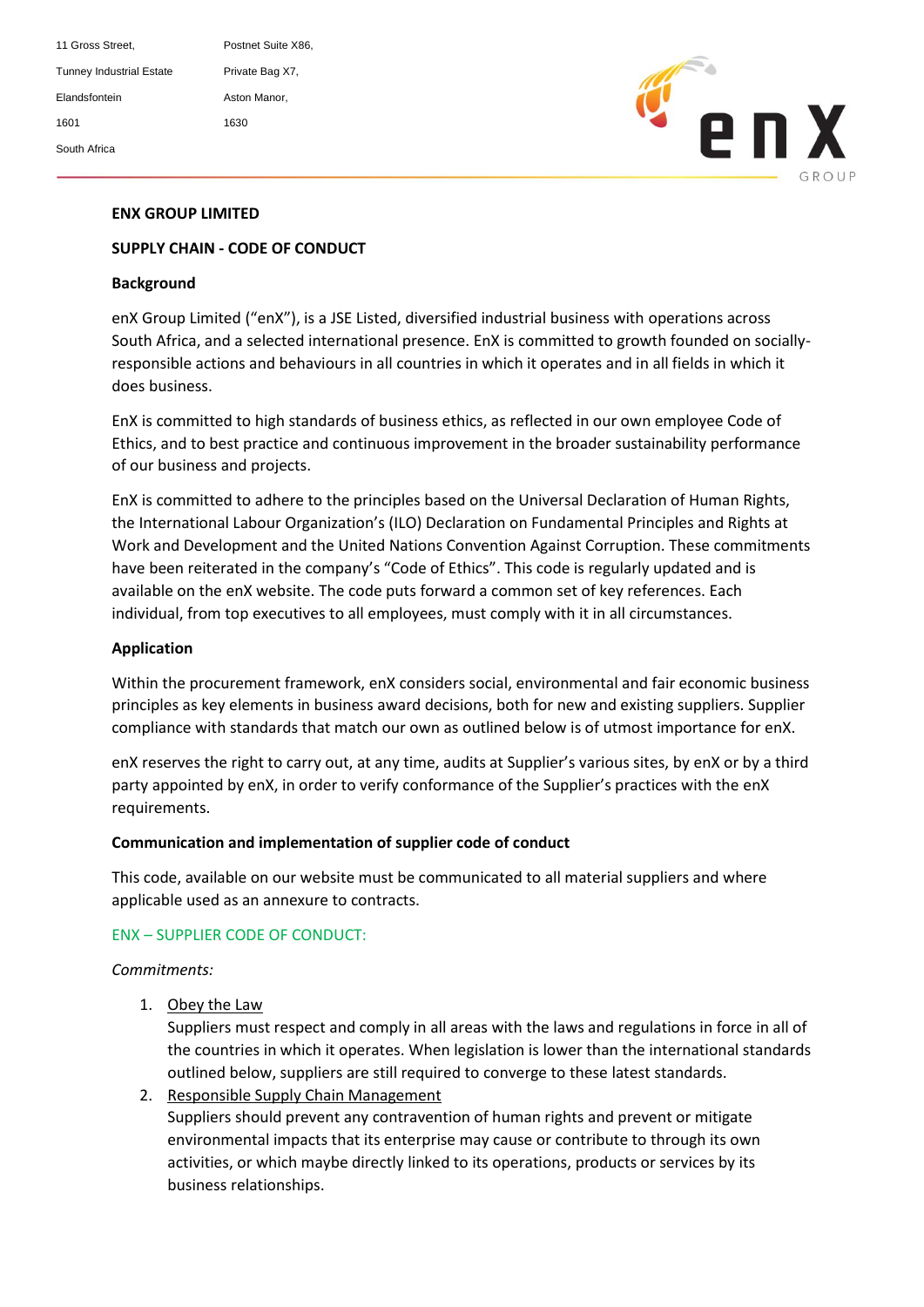11 Gross Street,
Tunney Industrial Estate
Elandsfontein
1601
South Africa

Postnet Suite X86,
Private Bag X7,
Aston Manor,
1630

**ENX GROUP LIMITED**

**SUPPLY CHAIN - CODE OF CONDUCT**

**Background**

enX Group Limited ("enX"), is a JSE Listed, diversified industrial business with operations across South Africa, and a selected international presence. EnX is committed to growth founded on socially-responsible actions and behaviours in all countries in which it operates and in all fields in which it does business.

EnX is committed to high standards of business ethics, as reflected in our own employee Code of Ethics, and to best practice and continuous improvement in the broader sustainability performance of our business and projects.

EnX is committed to adhere to the principles based on the Universal Declaration of Human Rights, the International Labour Organization's (ILO) Declaration on Fundamental Principles and Rights at Work and Development and the United Nations Convention Against Corruption. These commitments have been reiterated in the company's "Code of Ethics". This code is regularly updated and is available on the enX website. The code puts forward a common set of key references. Each individual, from top executives to all employees, must comply with it in all circumstances.

**Application**

Within the procurement framework, enX considers social, environmental and fair economic business principles as key elements in business award decisions, both for new and existing suppliers. Supplier compliance with standards that match our own as outlined below is of utmost importance for enX.

enX reserves the right to carry out, at any time, audits at Supplier's various sites, by enX or by a third party appointed by enX, in order to verify conformance of the Supplier's practices with the enX requirements.

**Communication and implementation of supplier code of conduct**

This code, available on our website must be communicated to all material suppliers and where applicable used as an annexure to contracts.

ENX – SUPPLIER CODE OF CONDUCT:

*Commitments:*

1. Obey the Law
   Suppliers must respect and comply in all areas with the laws and regulations in force in all of the countries in which it operates. When legislation is lower than the international standards outlined below, suppliers are still required to converge to these latest standards.
2. Responsible Supply Chain Management
   Suppliers should prevent any contravention of human rights and prevent or mitigate environmental impacts that its enterprise may cause or contribute to through its own activities, or which maybe directly linked to its operations, products or services by its business relationships.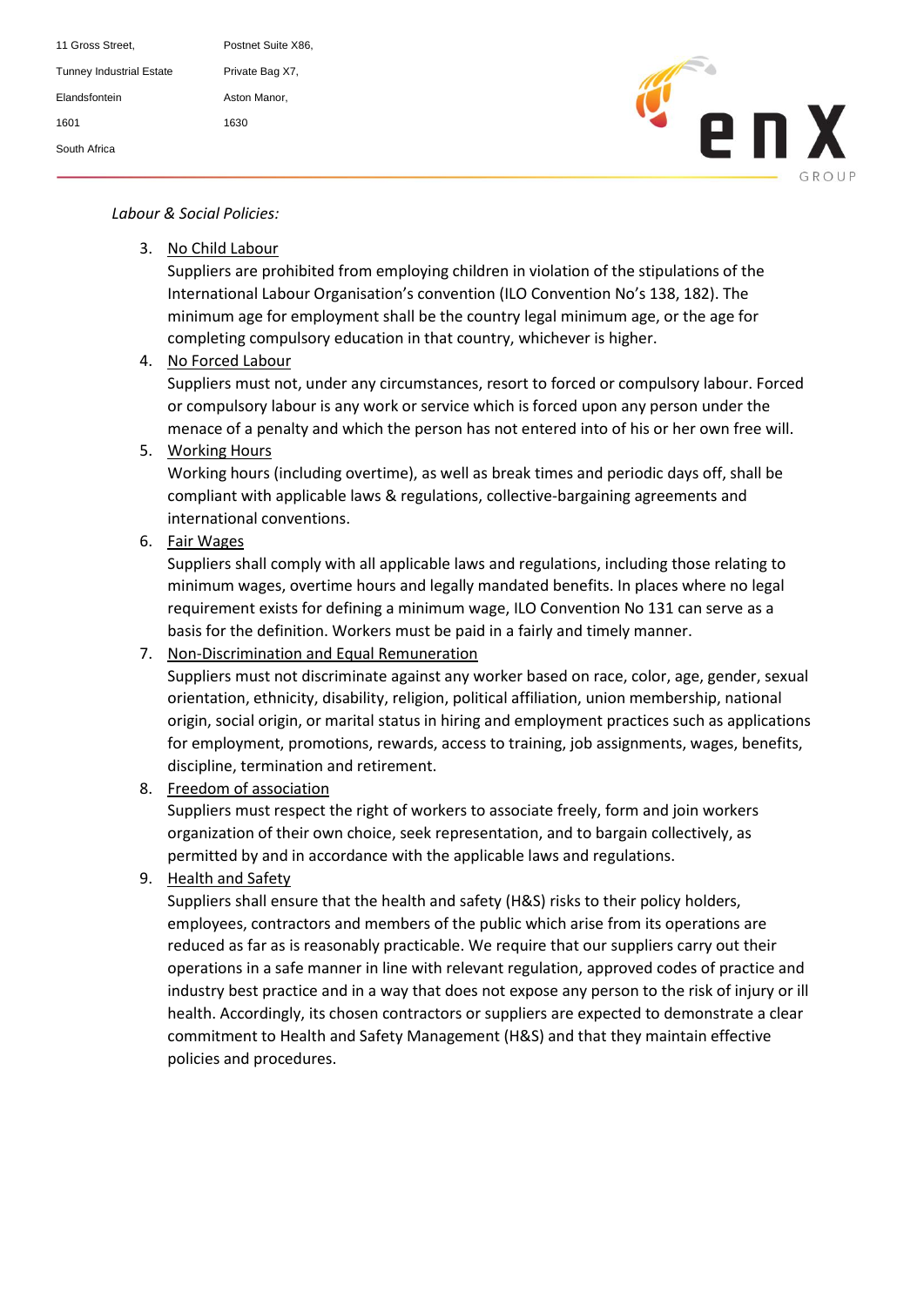*Labour & Social Policies:*

3. <u>No Child Labour</u>
   Suppliers are prohibited from employing children in violation of the stipulations of the International Labour Organisation's convention (ILO Convention No's 138, 182). The minimum age for employment shall be the country legal minimum age, or the age for completing compulsory education in that country, whichever is higher.
4. <u>No Forced Labour</u>
   Suppliers must not, under any circumstances, resort to forced or compulsory labour. Forced or compulsory labour is any work or service which is forced upon any person under the menace of a penalty and which the person has not entered into of his or her own free will.
5. <u>Working Hours</u>
   Working hours (including overtime), as well as break times and periodic days off, shall be compliant with applicable laws & regulations, collective-bargaining agreements and international conventions.
6. <u>Fair Wages</u>
   Suppliers shall comply with all applicable laws and regulations, including those relating to minimum wages, overtime hours and legally mandated benefits. In places where no legal requirement exists for defining a minimum wage, ILO Convention No 131 can serve as a basis for the definition. Workers must be paid in a fairly and timely manner.
7. <u>Non-Discrimination and Equal Remuneration</u>
   Suppliers must not discriminate against any worker based on race, color, age, gender, sexual orientation, ethnicity, disability, religion, political affiliation, union membership, national origin, social origin, or marital status in hiring and employment practices such as applications for employment, promotions, rewards, access to training, job assignments, wages, benefits, discipline, termination and retirement.
8. <u>Freedom of association</u>
   Suppliers must respect the right of workers to associate freely, form and join workers organization of their own choice, seek representation, and to bargain collectively, as permitted by and in accordance with the applicable laws and regulations.
9. <u>Health and Safety</u>
   Suppliers shall ensure that the health and safety (H&S) risks to their policy holders, employees, contractors and members of the public which arise from its operations are reduced as far as is reasonably practicable. We require that our suppliers carry out their operations in a safe manner in line with relevant regulation, approved codes of practice and industry best practice and in a way that does not expose any person to the risk of injury or ill health. Accordingly, its chosen contractors or suppliers are expected to demonstrate a clear commitment to Health and Safety Management (H&S) and that they maintain effective policies and procedures.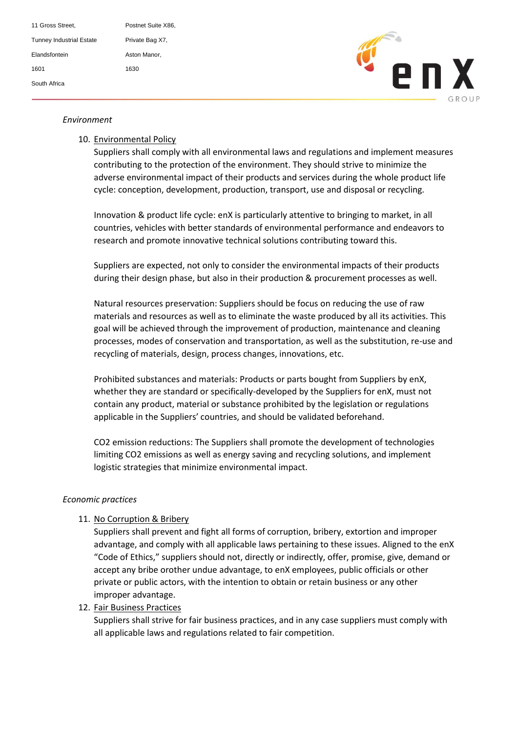*Environment*

10. Environmental Policy
    Suppliers shall comply with all environmental laws and regulations and implement measures contributing to the protection of the environment. They should strive to minimize the adverse environmental impact of their products and services during the whole product life cycle: conception, development, production, transport, use and disposal or recycling.

    Innovation & product life cycle: enX is particularly attentive to bringing to market, in all countries, vehicles with better standards of environmental performance and endeavors to research and promote innovative technical solutions contributing toward this.

    Suppliers are expected, not only to consider the environmental impacts of their products during their design phase, but also in their production & procurement processes as well.

    Natural resources preservation: Suppliers should be focus on reducing the use of raw materials and resources as well as to eliminate the waste produced by all its activities. This goal will be achieved through the improvement of production, maintenance and cleaning processes, modes of conservation and transportation, as well as the substitution, re-use and recycling of materials, design, process changes, innovations, etc.

    Prohibited substances and materials: Products or parts bought from Suppliers by enX, whether they are standard or specifically-developed by the Suppliers for enX, must not contain any product, material or substance prohibited by the legislation or regulations applicable in the Suppliers' countries, and should be validated beforehand.

    $CO_2$ emission reductions: The Suppliers shall promote the development of technologies limiting $CO_2$ emissions as well as energy saving and recycling solutions, and implement logistic strategies that minimize environmental impact.

*Economic practices*

11. No Corruption & Bribery
    Suppliers shall prevent and fight all forms of corruption, bribery, extortion and improper advantage, and comply with all applicable laws pertaining to these issues. Aligned to the enX "Code of Ethics," suppliers should not, directly or indirectly, offer, promise, give, demand or accept any bribe orother undue advantage, to enX employees, public officials or other private or public actors, with the intention to obtain or retain business or any other improper advantage.
12. Fair Business Practices
    Suppliers shall strive for fair business practices, and in any case suppliers must comply with all applicable laws and regulations related to fair competition.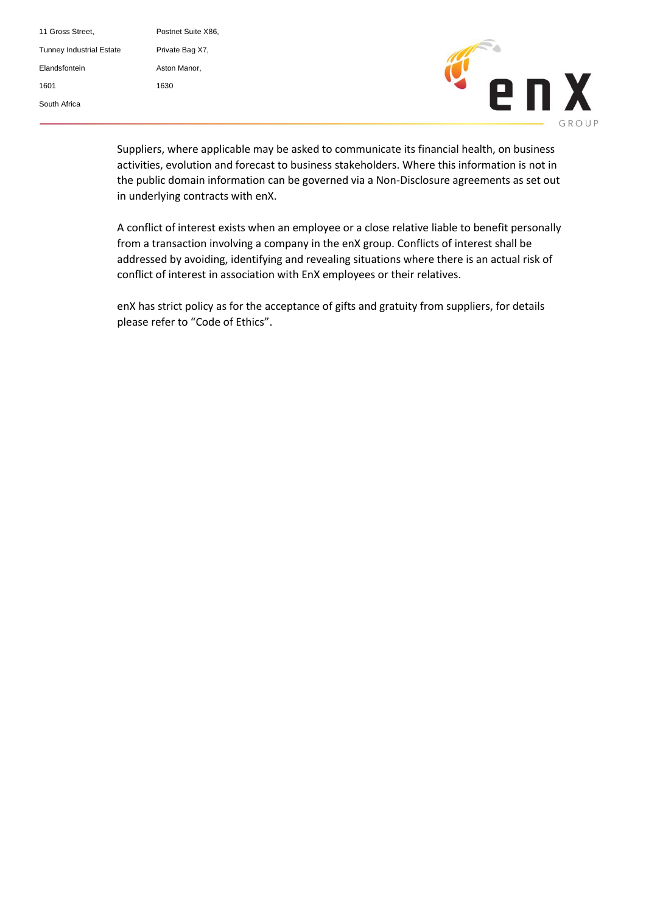Suppliers, where applicable may be asked to communicate its financial health, on business activities, evolution and forecast to business stakeholders. Where this information is not in the public domain information can be governed via a Non-Disclosure agreements as set out in underlying contracts with enX.

A conflict of interest exists when an employee or a close relative liable to benefit personally from a transaction involving a company in the enX group. Conflicts of interest shall be addressed by avoiding, identifying and revealing situations where there is an actual risk of conflict of interest in association with EnX employees or their relatives.

enX has strict policy as for the acceptance of gifts and gratuity from suppliers, for details please refer to "Code of Ethics".